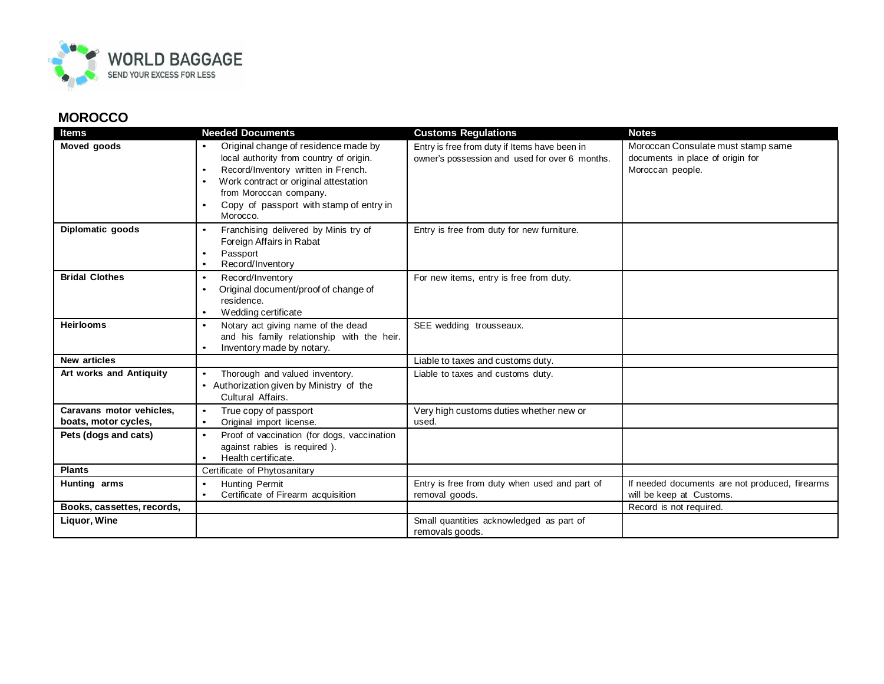WORLD BAGGAGE
SEND YOUR EXCESS FOR LESS

## MOROCCO

| Items | Needed Documents | Customs Regulations | Notes |
|---|---|---|---|
| **Moved goods** | • Original change of residence made by local authority from country of origin.<br>• Record/Inventory written in French.<br>• Work contract or original attestation from Moroccan company.<br>• Copy of passport with stamp of entry in Morocco. | Entry is free from duty if Items have been in owner's possession and used for over 6 months. | Moroccan Consulate must stamp same documents in place of origin for Moroccan people. |
| **Diplomatic goods** | • Franchising delivered by Minis try of Foreign Affairs in Rabat<br>• Passport<br>• Record/Inventory | Entry is free from duty for new furniture. | |
| **Bridal Clothes** | • Record/Inventory<br>• Original document/proof of change of residence.<br>• Wedding certificate | For new items, entry is free from duty. | |
| **Heirlooms** | • Notary act giving name of the dead and his family relationship with the heir.<br>• Inventory made by notary. | SEE wedding trousseaux. | |
| **New articles** | | Liable to taxes and customs duty. | |
| **Art works and Antiquity** | • Thorough and valued inventory.<br>• Authorization given by Ministry of the Cultural Affairs. | Liable to taxes and customs duty. | |
| **Caravans motor vehicles, boats, motor cycles,** | • True copy of passport<br>• Original import license. | Very high customs duties whether new or used. | |
| **Pets (dogs and cats)** | • Proof of vaccination (for dogs, vaccination against rabies is required ).<br>• Health certificate. | | |
| **Plants** | Certificate of Phytosanitary | | |
| **Hunting arms** | • Hunting Permit<br>• Certificate of Firearm acquisition | Entry is free from duty when used and part of removal goods. | If needed documents are not produced, firearms will be keep at Customs. |
| **Books, cassettes, records,** | | | Record is not required. |
| **Liquor, Wine** | | Small quantities acknowledged as part of removals goods. | |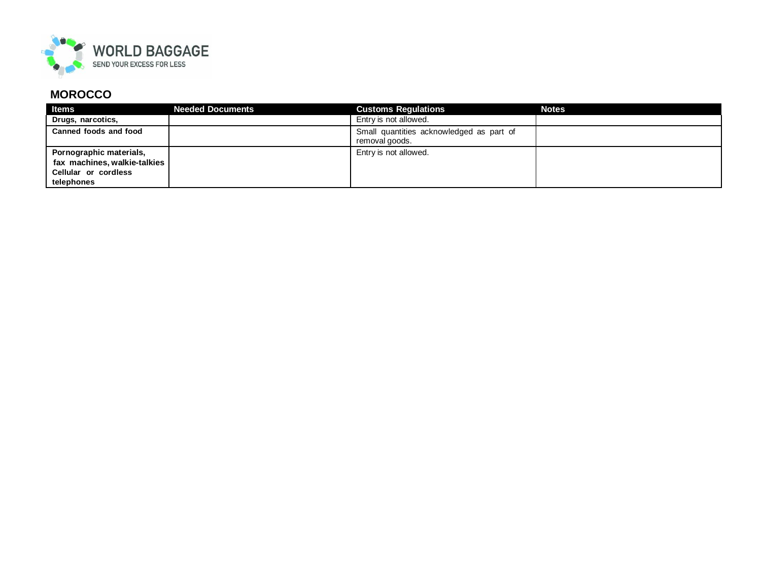## MOROCCO

| Items | Needed Documents | Customs Regulations | Notes |
|---|---|---|---|
| **Drugs, narcotics,** | | Entry is not allowed. | |
| **Canned foods and food** | | Small quantities acknowledged as part of removal goods. | |
| **Pornographic materials, fax machines, walkie-talkies Cellular or cordless telephones** | | Entry is not allowed. | |